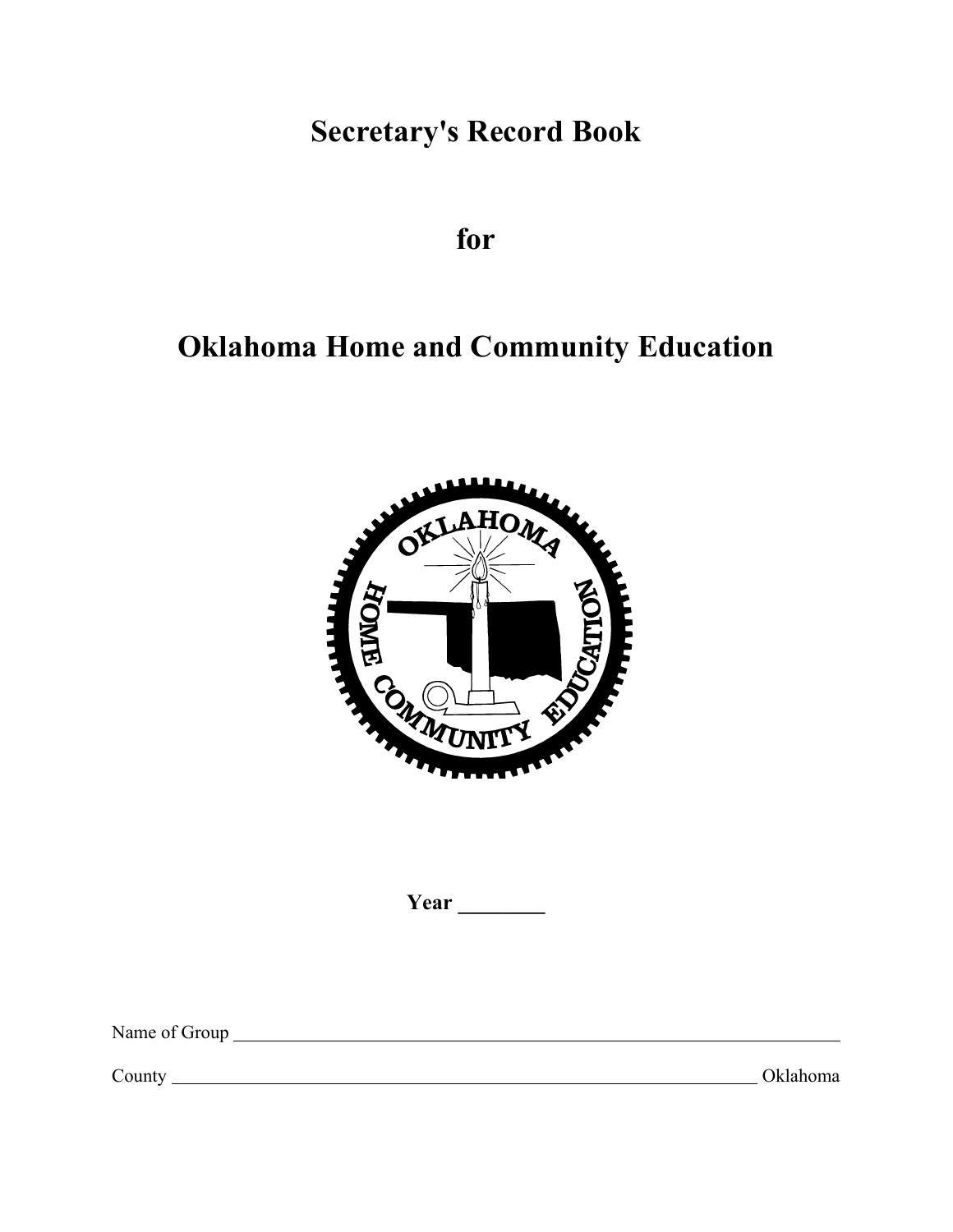# Secretary's Record Book

# for

# Oklahoma Home and Community Education

**Year ________**

Name of Group ________________________________________________

County ________________________________________________ Oklahoma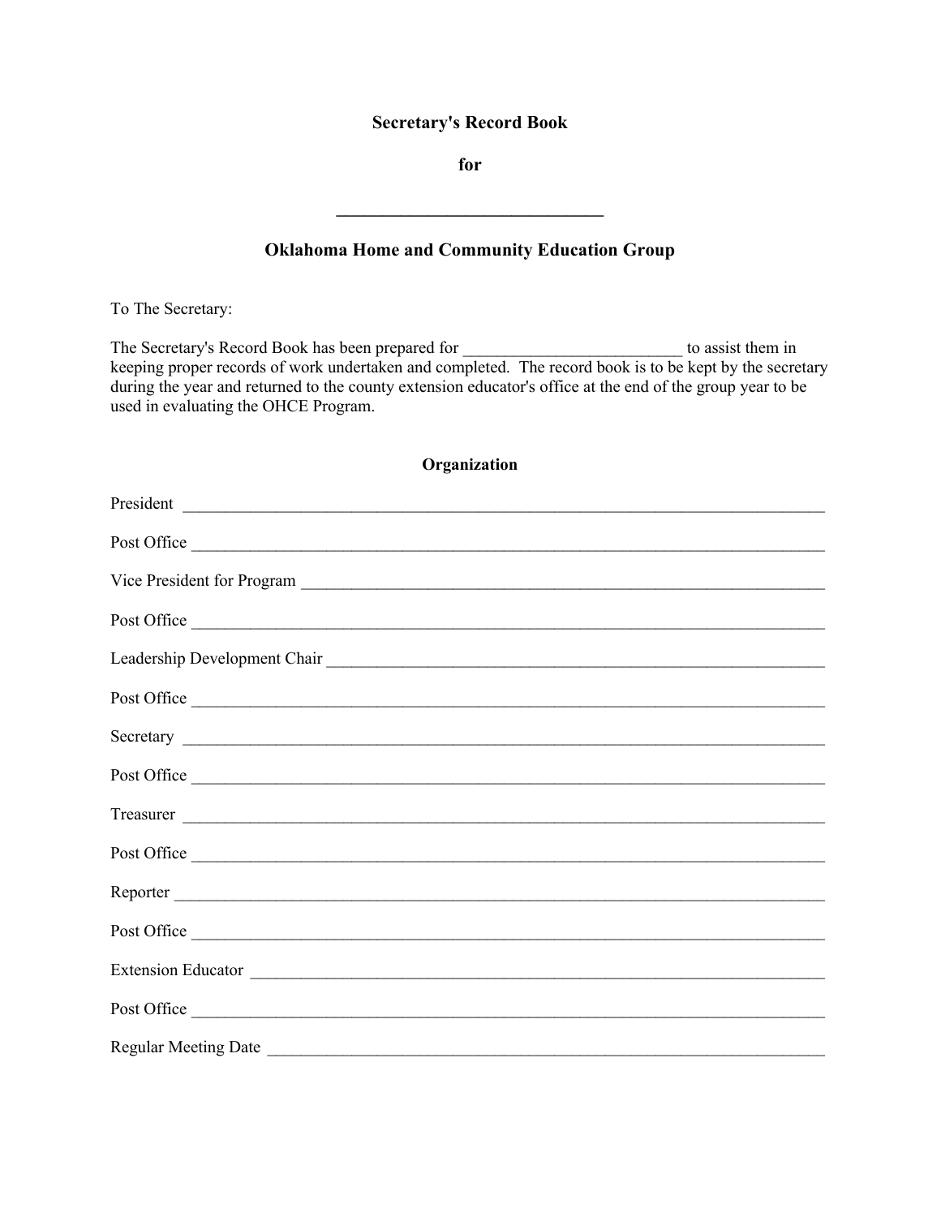# Secretary's Record Book

**for**

**______________________________**

## Oklahoma Home and Community Education Group

To The Secretary:

The Secretary's Record Book has been prepared for ___________________________ to assist them in keeping proper records of work undertaken and completed. The record book is to be kept by the secretary during the year and returned to the county extension educator's office at the end of the group year to be used in evaluating the OHCE Program.

### Organization

President ______________________________________________________________________________

Post Office ____________________________________________________________________________

Vice President for Program _______________________________________________________________

Post Office ____________________________________________________________________________

Leadership Development Chair ____________________________________________________________

Post Office ____________________________________________________________________________

Secretary ______________________________________________________________________________

Post Office ____________________________________________________________________________

Treasurer ______________________________________________________________________________

Post Office ____________________________________________________________________________

Reporter ______________________________________________________________________________

Post Office ____________________________________________________________________________

Extension Educator ______________________________________________________________________

Post Office ____________________________________________________________________________

Regular Meeting Date ____________________________________________________________________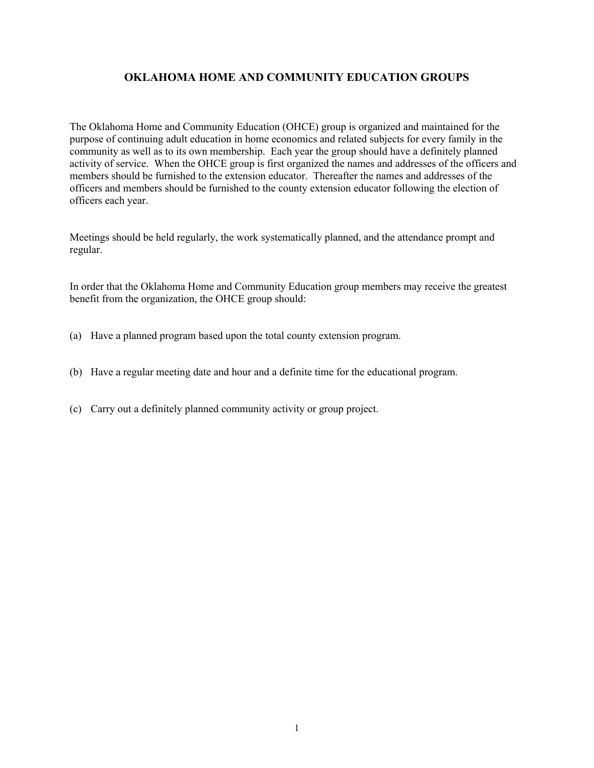# OKLAHOMA HOME AND COMMUNITY EDUCATION GROUPS

The Oklahoma Home and Community Education (OHCE) group is organized and maintained for the purpose of continuing adult education in home economics and related subjects for every family in the community as well as to its own membership. Each year the group should have a definitely planned activity of service. When the OHCE group is first organized the names and addresses of the officers and members should be furnished to the extension educator. Thereafter the names and addresses of the officers and members should be furnished to the county extension educator following the election of officers each year.

Meetings should be held regularly, the work systematically planned, and the attendance prompt and regular.

In order that the Oklahoma Home and Community Education group members may receive the greatest benefit from the organization, the OHCE group should:

(a) Have a planned program based upon the total county extension program.

(b) Have a regular meeting date and hour and a definite time for the educational program.

(c) Carry out a definitely planned community activity or group project.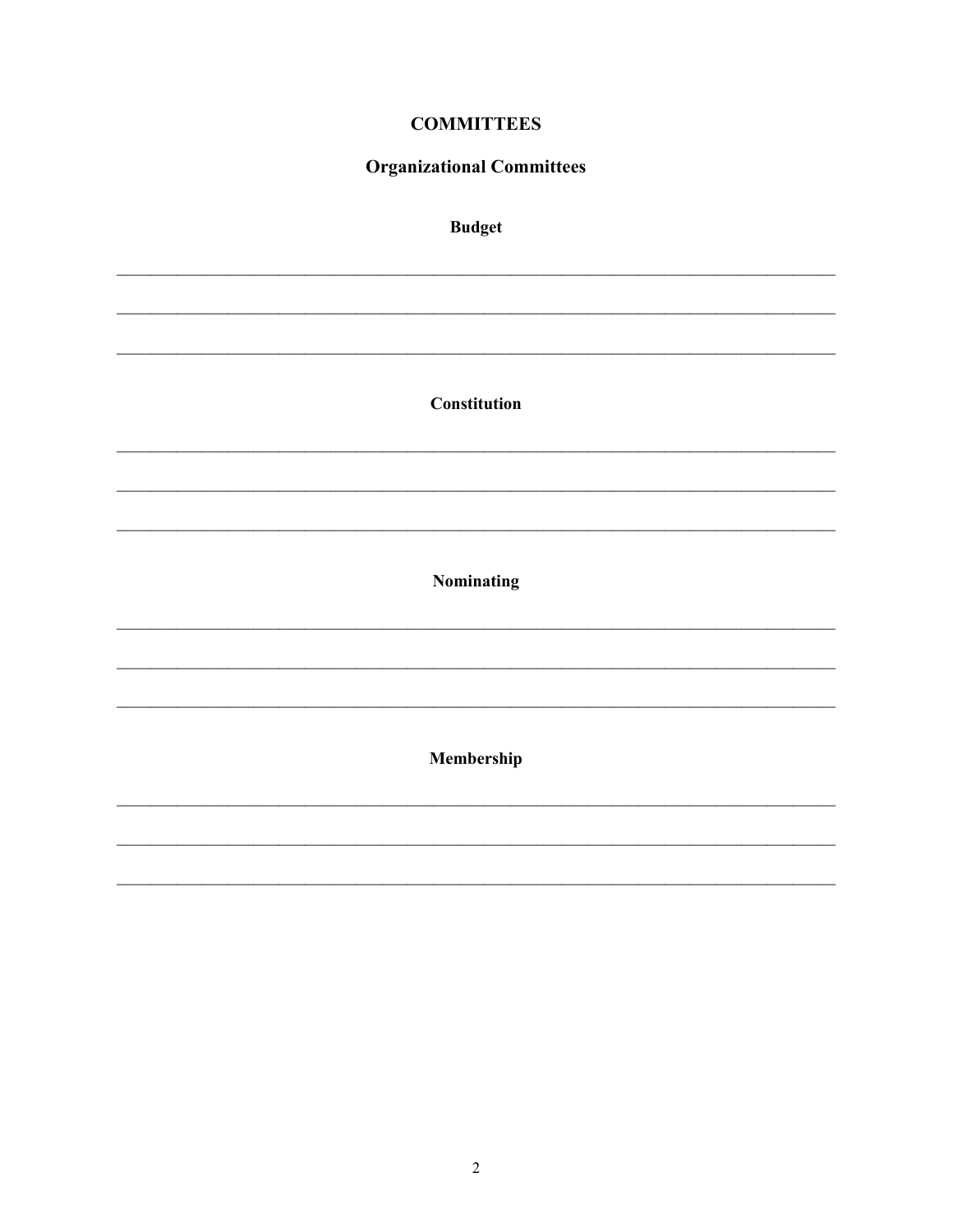# COMMITTEES

## Organizational Committees

### Budget

\_\_\_\_\_\_\_\_\_\_\_\_\_\_\_\_\_\_\_\_\_\_\_\_\_\_\_\_\_\_\_\_\_\_\_\_\_\_\_\_\_\_\_\_\_\_\_\_\_\_\_\_\_\_\_\_\_\_\_\_\_\_\_\_\_\_\_\_\_\_

\_\_\_\_\_\_\_\_\_\_\_\_\_\_\_\_\_\_\_\_\_\_\_\_\_\_\_\_\_\_\_\_\_\_\_\_\_\_\_\_\_\_\_\_\_\_\_\_\_\_\_\_\_\_\_\_\_\_\_\_\_\_\_\_\_\_\_\_\_\_

\_\_\_\_\_\_\_\_\_\_\_\_\_\_\_\_\_\_\_\_\_\_\_\_\_\_\_\_\_\_\_\_\_\_\_\_\_\_\_\_\_\_\_\_\_\_\_\_\_\_\_\_\_\_\_\_\_\_\_\_\_\_\_\_\_\_\_\_\_\_

### Constitution

\_\_\_\_\_\_\_\_\_\_\_\_\_\_\_\_\_\_\_\_\_\_\_\_\_\_\_\_\_\_\_\_\_\_\_\_\_\_\_\_\_\_\_\_\_\_\_\_\_\_\_\_\_\_\_\_\_\_\_\_\_\_\_\_\_\_\_\_\_\_

\_\_\_\_\_\_\_\_\_\_\_\_\_\_\_\_\_\_\_\_\_\_\_\_\_\_\_\_\_\_\_\_\_\_\_\_\_\_\_\_\_\_\_\_\_\_\_\_\_\_\_\_\_\_\_\_\_\_\_\_\_\_\_\_\_\_\_\_\_\_

\_\_\_\_\_\_\_\_\_\_\_\_\_\_\_\_\_\_\_\_\_\_\_\_\_\_\_\_\_\_\_\_\_\_\_\_\_\_\_\_\_\_\_\_\_\_\_\_\_\_\_\_\_\_\_\_\_\_\_\_\_\_\_\_\_\_\_\_\_\_

### Nominating

\_\_\_\_\_\_\_\_\_\_\_\_\_\_\_\_\_\_\_\_\_\_\_\_\_\_\_\_\_\_\_\_\_\_\_\_\_\_\_\_\_\_\_\_\_\_\_\_\_\_\_\_\_\_\_\_\_\_\_\_\_\_\_\_\_\_\_\_\_\_

\_\_\_\_\_\_\_\_\_\_\_\_\_\_\_\_\_\_\_\_\_\_\_\_\_\_\_\_\_\_\_\_\_\_\_\_\_\_\_\_\_\_\_\_\_\_\_\_\_\_\_\_\_\_\_\_\_\_\_\_\_\_\_\_\_\_\_\_\_\_

\_\_\_\_\_\_\_\_\_\_\_\_\_\_\_\_\_\_\_\_\_\_\_\_\_\_\_\_\_\_\_\_\_\_\_\_\_\_\_\_\_\_\_\_\_\_\_\_\_\_\_\_\_\_\_\_\_\_\_\_\_\_\_\_\_\_\_\_\_\_

### Membership

\_\_\_\_\_\_\_\_\_\_\_\_\_\_\_\_\_\_\_\_\_\_\_\_\_\_\_\_\_\_\_\_\_\_\_\_\_\_\_\_\_\_\_\_\_\_\_\_\_\_\_\_\_\_\_\_\_\_\_\_\_\_\_\_\_\_\_\_\_\_

\_\_\_\_\_\_\_\_\_\_\_\_\_\_\_\_\_\_\_\_\_\_\_\_\_\_\_\_\_\_\_\_\_\_\_\_\_\_\_\_\_\_\_\_\_\_\_\_\_\_\_\_\_\_\_\_\_\_\_\_\_\_\_\_\_\_\_\_\_\_

\_\_\_\_\_\_\_\_\_\_\_\_\_\_\_\_\_\_\_\_\_\_\_\_\_\_\_\_\_\_\_\_\_\_\_\_\_\_\_\_\_\_\_\_\_\_\_\_\_\_\_\_\_\_\_\_\_\_\_\_\_\_\_\_\_\_\_\_\_\_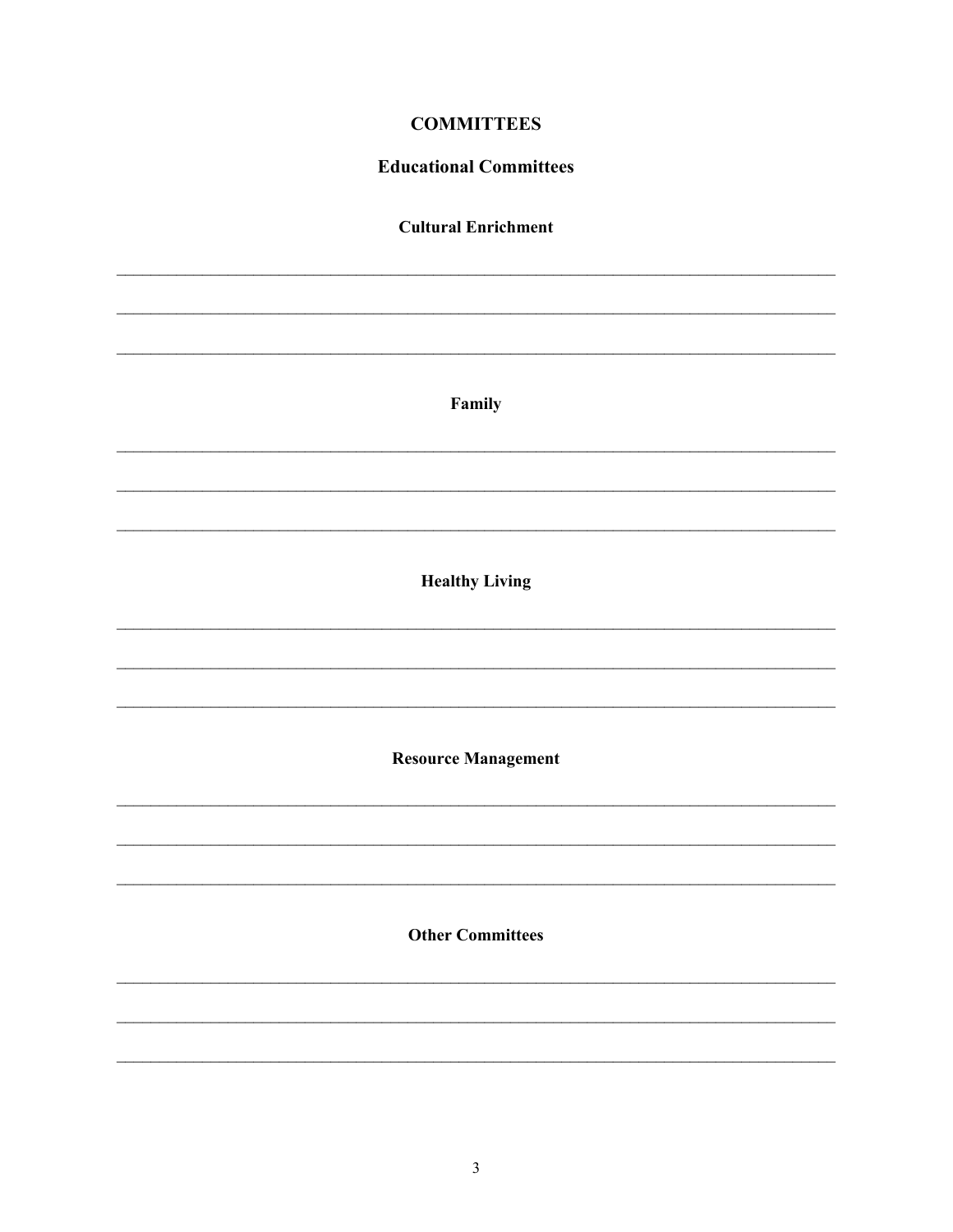# COMMITTEES

## Educational Committees

### Cultural Enrichment

______________________________________________________________________________

______________________________________________________________________________

______________________________________________________________________________

### Family

______________________________________________________________________________

______________________________________________________________________________

______________________________________________________________________________

### Healthy Living

______________________________________________________________________________

______________________________________________________________________________

______________________________________________________________________________

### Resource Management

______________________________________________________________________________

______________________________________________________________________________

______________________________________________________________________________

### Other Committees

______________________________________________________________________________

______________________________________________________________________________

______________________________________________________________________________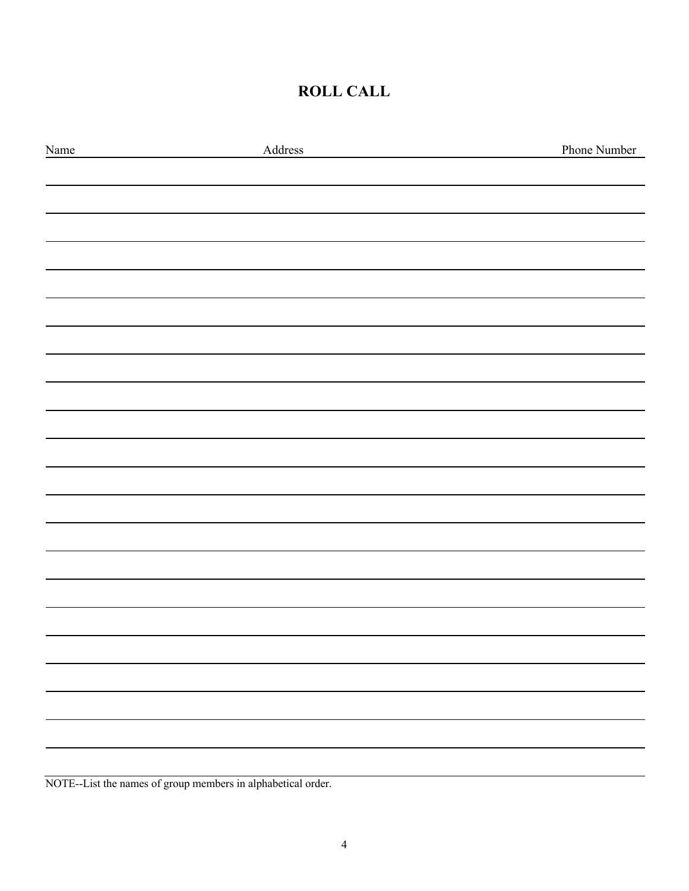# ROLL CALL

| Name | Address | Phone Number |
| --- | --- | --- |
| | | |
| | | |
| | | |
| | | |
| | | |
| | | |
| | | |
| | | |
| | | |
| | | |
| | | |
| | | |
| | | |
| | | |
| | | |
| | | |
| | | |
| | | |
| | | |
| | | |
| | | |
| | | |

NOTE--List the names of group members in alphabetical order.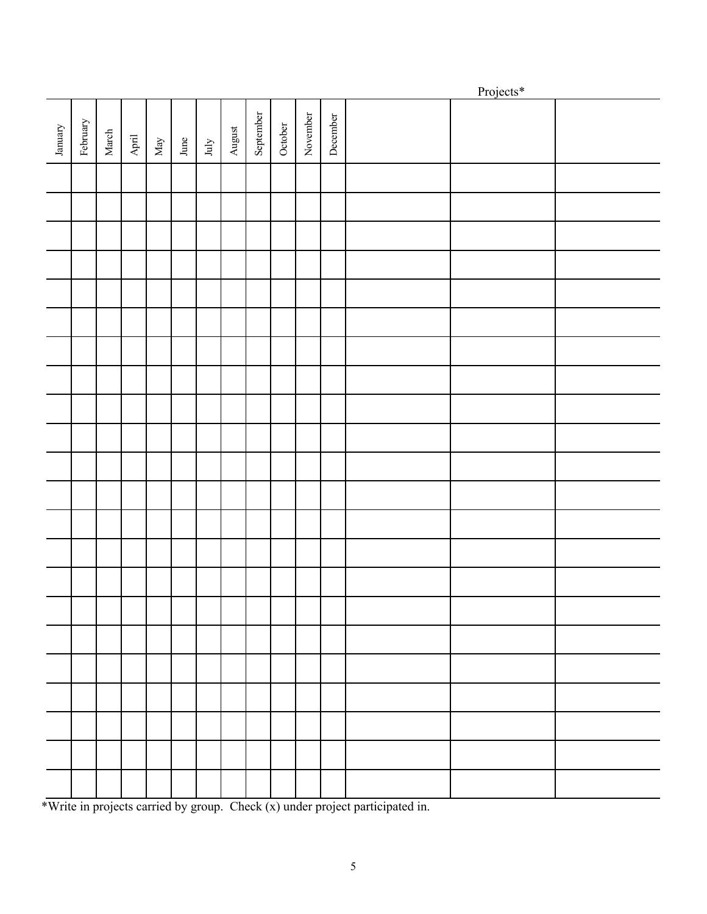| January | February | March | April | May | June | July | August | September | October | November | December | Projects* | | |
|---|---|---|---|---|---|---|---|---|---|---|---|---|---|---|
| | | | | | | | | | | | | | | |
| | | | | | | | | | | | | | | |
| | | | | | | | | | | | | | | |
| | | | | | | | | | | | | | | |
| | | | | | | | | | | | | | | |
| | | | | | | | | | | | | | | |
| | | | | | | | | | | | | | | |
| | | | | | | | | | | | | | | |
| | | | | | | | | | | | | | | |
| | | | | | | | | | | | | | | |
| | | | | | | | | | | | | | | |
| | | | | | | | | | | | | | | |
| | | | | | | | | | | | | | | |
| | | | | | | | | | | | | | | |
| | | | | | | | | | | | | | | |
| | | | | | | | | | | | | | | |
| | | | | | | | | | | | | | | |
| | | | | | | | | | | | | | | |
| | | | | | | | | | | | | | | |
| | | | | | | | | | | | | | | |
| | | | | | | | | | | | | | | |
| | | | | | | | | | | | | | | |

*Write in projects carried by group. Check (x) under project participated in.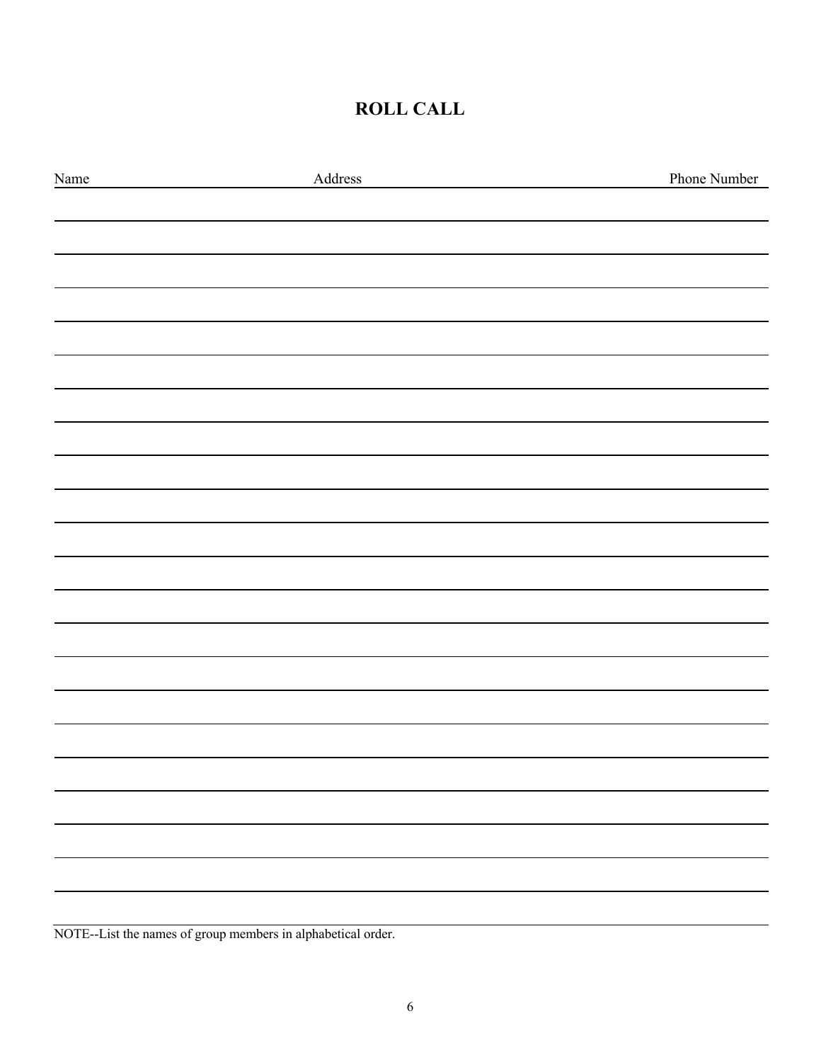# ROLL CALL

| Name | Address | Phone Number |
| --- | --- | --- |
| | | |
| | | |
| | | |
| | | |
| | | |
| | | |
| | | |
| | | |
| | | |
| | | |
| | | |
| | | |
| | | |
| | | |
| | | |
| | | |
| | | |
| | | |
| | | |
| | | |
| | | |
| | | |

NOTE--List the names of group members in alphabetical order.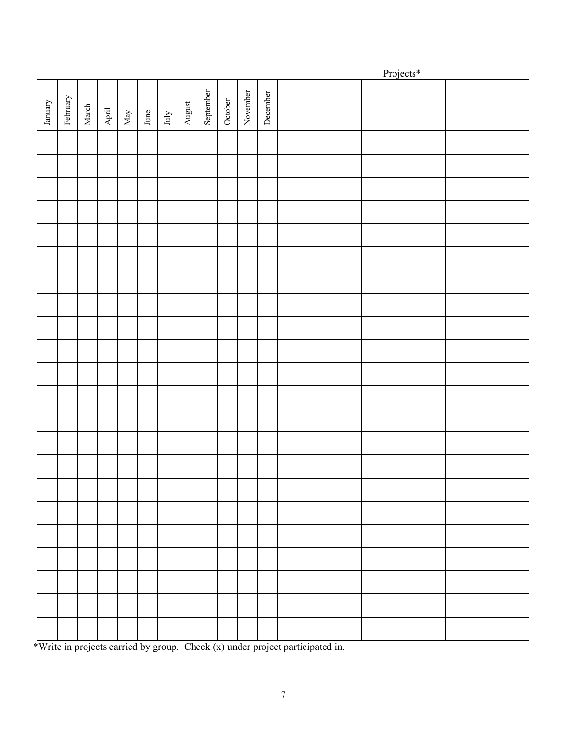| January | February | March | April | May | June | July | August | September | October | November | December | Projects* | | |
|---|---|---|---|---|---|---|---|---|---|---|---|---|---|---|
| | | | | | | | | | | | | | | |
| | | | | | | | | | | | | | | |
| | | | | | | | | | | | | | | |
| | | | | | | | | | | | | | | |
| | | | | | | | | | | | | | | |
| | | | | | | | | | | | | | | |
| | | | | | | | | | | | | | | |
| | | | | | | | | | | | | | | |
| | | | | | | | | | | | | | | |
| | | | | | | | | | | | | | | |
| | | | | | | | | | | | | | | |
| | | | | | | | | | | | | | | |
| | | | | | | | | | | | | | | |
| | | | | | | | | | | | | | | |
| | | | | | | | | | | | | | | |
| | | | | | | | | | | | | | | |
| | | | | | | | | | | | | | | |
| | | | | | | | | | | | | | | |
| | | | | | | | | | | | | | | |
| | | | | | | | | | | | | | | |
| | | | | | | | | | | | | | | |
| | | | | | | | | | | | | | | |

*Write in projects carried by group. Check (x) under project participated in.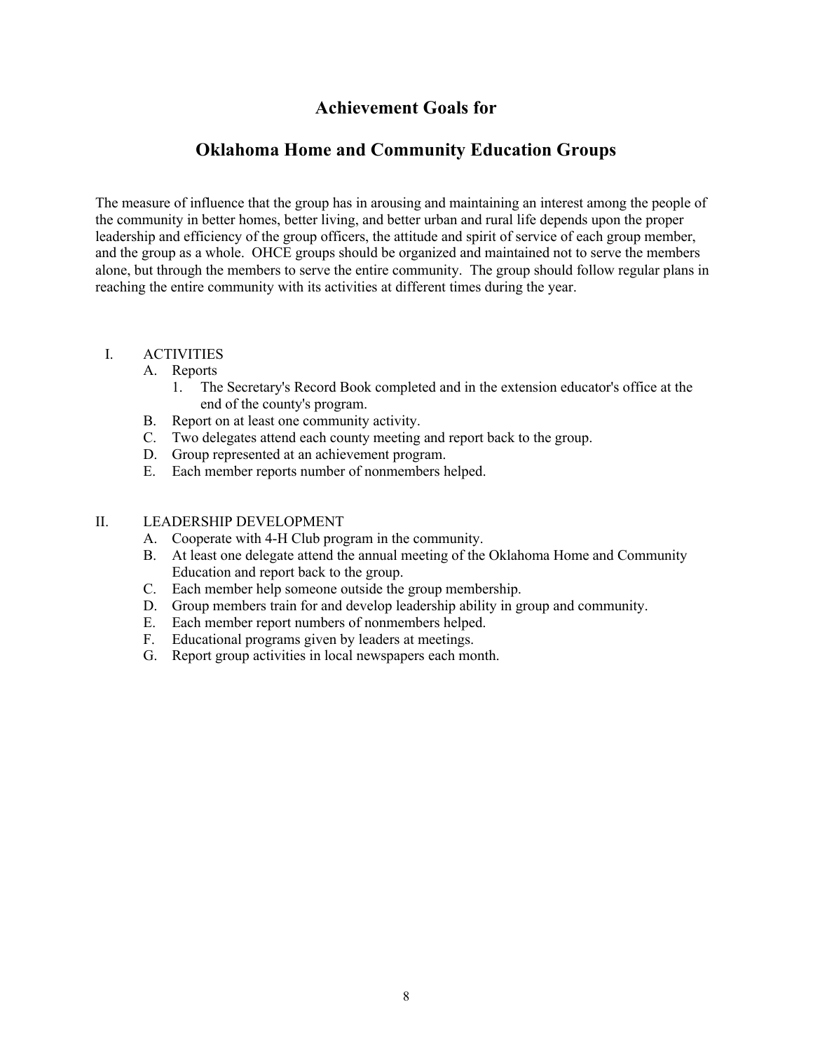# Achievement Goals for

# Oklahoma Home and Community Education Groups

The measure of influence that the group has in arousing and maintaining an interest among the people of the community in better homes, better living, and better urban and rural life depends upon the proper leadership and efficiency of the group officers, the attitude and spirit of service of each group member, and the group as a whole. OHCE groups should be organized and maintained not to serve the members alone, but through the members to serve the entire community. The group should follow regular plans in reaching the entire community with its activities at different times during the year.

I. ACTIVITIES
   A. Reports
      1. The Secretary's Record Book completed and in the extension educator's office at the end of the county's program.
   B. Report on at least one community activity.
   C. Two delegates attend each county meeting and report back to the group.
   D. Group represented at an achievement program.
   E. Each member reports number of nonmembers helped.

II. LEADERSHIP DEVELOPMENT
   A. Cooperate with 4-H Club program in the community.
   B. At least one delegate attend the annual meeting of the Oklahoma Home and Community Education and report back to the group.
   C. Each member help someone outside the group membership.
   D. Group members train for and develop leadership ability in group and community.
   E. Each member report numbers of nonmembers helped.
   F. Educational programs given by leaders at meetings.
   G. Report group activities in local newspapers each month.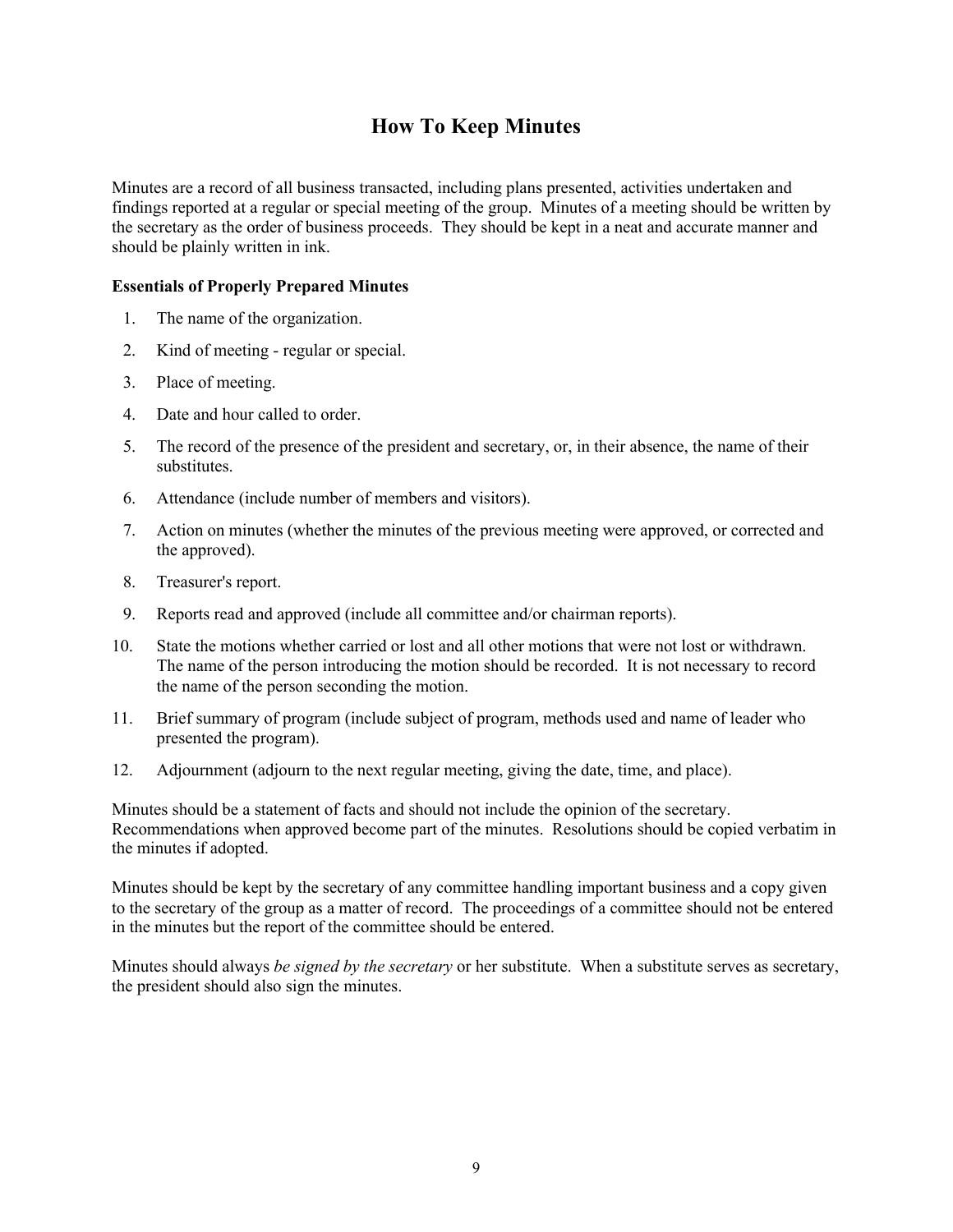# How To Keep Minutes

Minutes are a record of all business transacted, including plans presented, activities undertaken and findings reported at a regular or special meeting of the group. Minutes of a meeting should be written by the secretary as the order of business proceeds. They should be kept in a neat and accurate manner and should be plainly written in ink.

**Essentials of Properly Prepared Minutes**

1. The name of the organization.
2. Kind of meeting - regular or special.
3. Place of meeting.
4. Date and hour called to order.
5. The record of the presence of the president and secretary, or, in their absence, the name of their substitutes.
6. Attendance (include number of members and visitors).
7. Action on minutes (whether the minutes of the previous meeting were approved, or corrected and the approved).
8. Treasurer's report.
9. Reports read and approved (include all committee and/or chairman reports).
10. State the motions whether carried or lost and all other motions that were not lost or withdrawn. The name of the person introducing the motion should be recorded. It is not necessary to record the name of the person seconding the motion.
11. Brief summary of program (include subject of program, methods used and name of leader who presented the program).
12. Adjournment (adjourn to the next regular meeting, giving the date, time, and place).

Minutes should be a statement of facts and should not include the opinion of the secretary. Recommendations when approved become part of the minutes. Resolutions should be copied verbatim in the minutes if adopted.

Minutes should be kept by the secretary of any committee handling important business and a copy given to the secretary of the group as a matter of record. The proceedings of a committee should not be entered in the minutes but the report of the committee should be entered.

Minutes should always *be signed by the secretary* or her substitute. When a substitute serves as secretary, the president should also sign the minutes.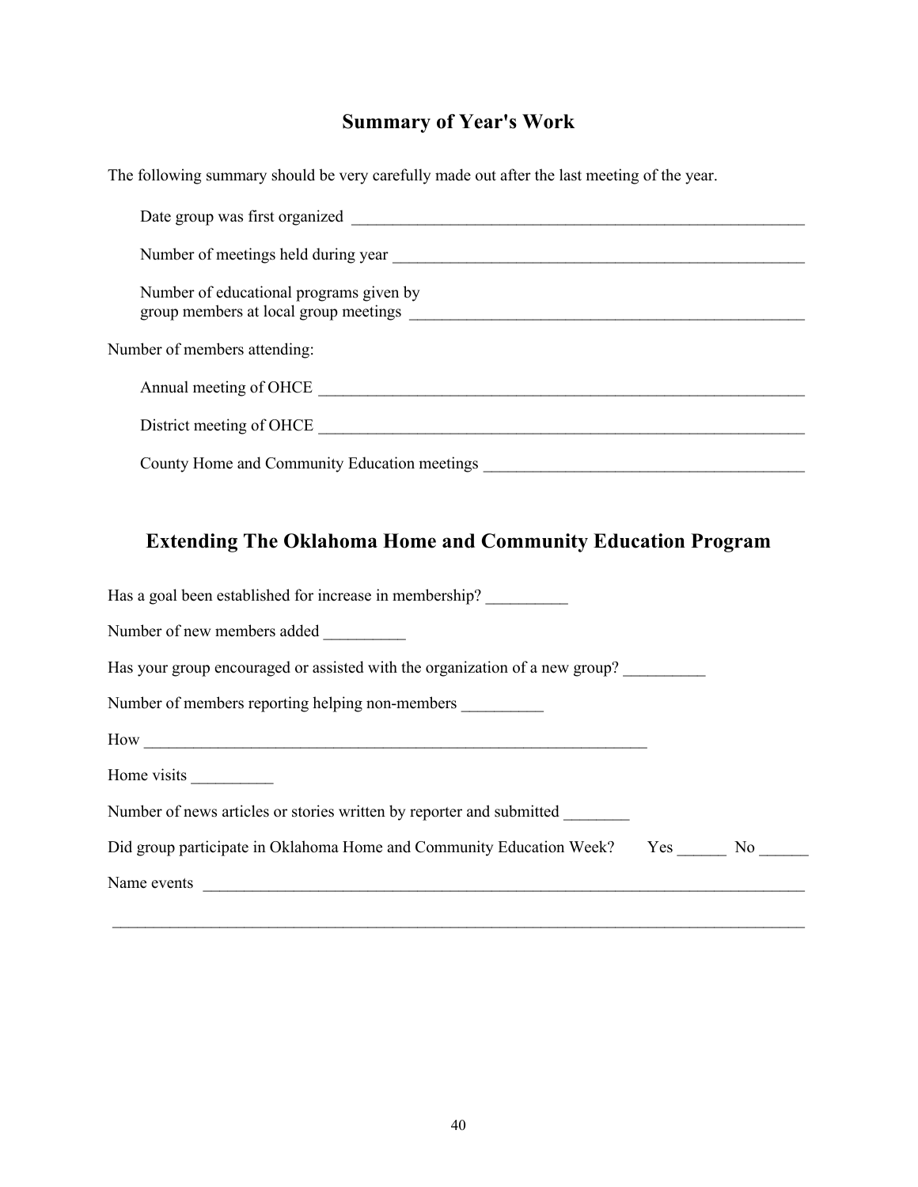## Summary of Year's Work

The following summary should be very carefully made out after the last meeting of the year.

Date group was first organized ___________________________________________________________

Number of meetings held during year _____________________________________________________

Number of educational programs given by
group members at local group meetings ____________________________________________________

Number of members attending:

Annual meeting of OHCE _______________________________________________________________

District meeting of OHCE _______________________________________________________________

County Home and Community Education meetings _________________________________________

## Extending The Oklahoma Home and Community Education Program

Has a goal been established for increase in membership? __________

Number of new members added __________

Has your group encouraged or assisted with the organization of a new group? __________

Number of members reporting helping non-members __________

How _________________________________________________________________

Home visits __________

Number of news articles or stories written by reporter and submitted ________

Did group participate in Oklahoma Home and Community Education Week? Yes ______ No ______

Name events ___________________________________________________________________________

_______________________________________________________________________________________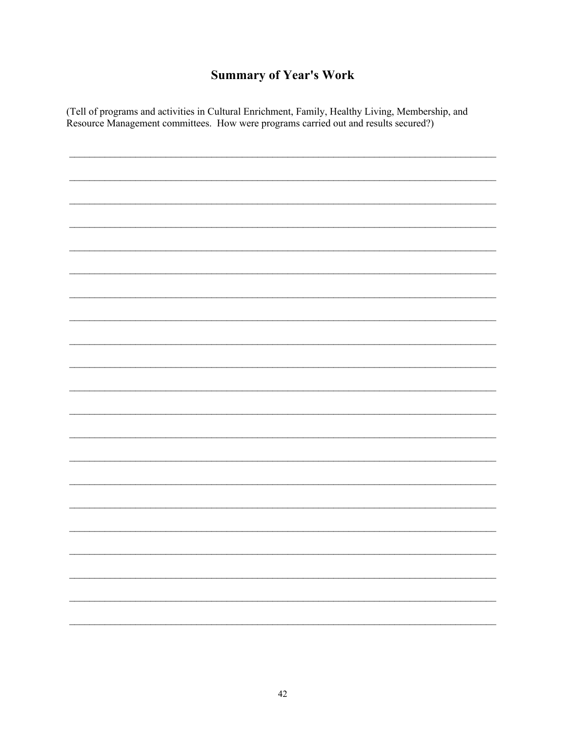# Summary of Year's Work

(Tell of programs and activities in Cultural Enrichment, Family, Healthy Living, Membership, and Resource Management committees. How were programs carried out and results secured?)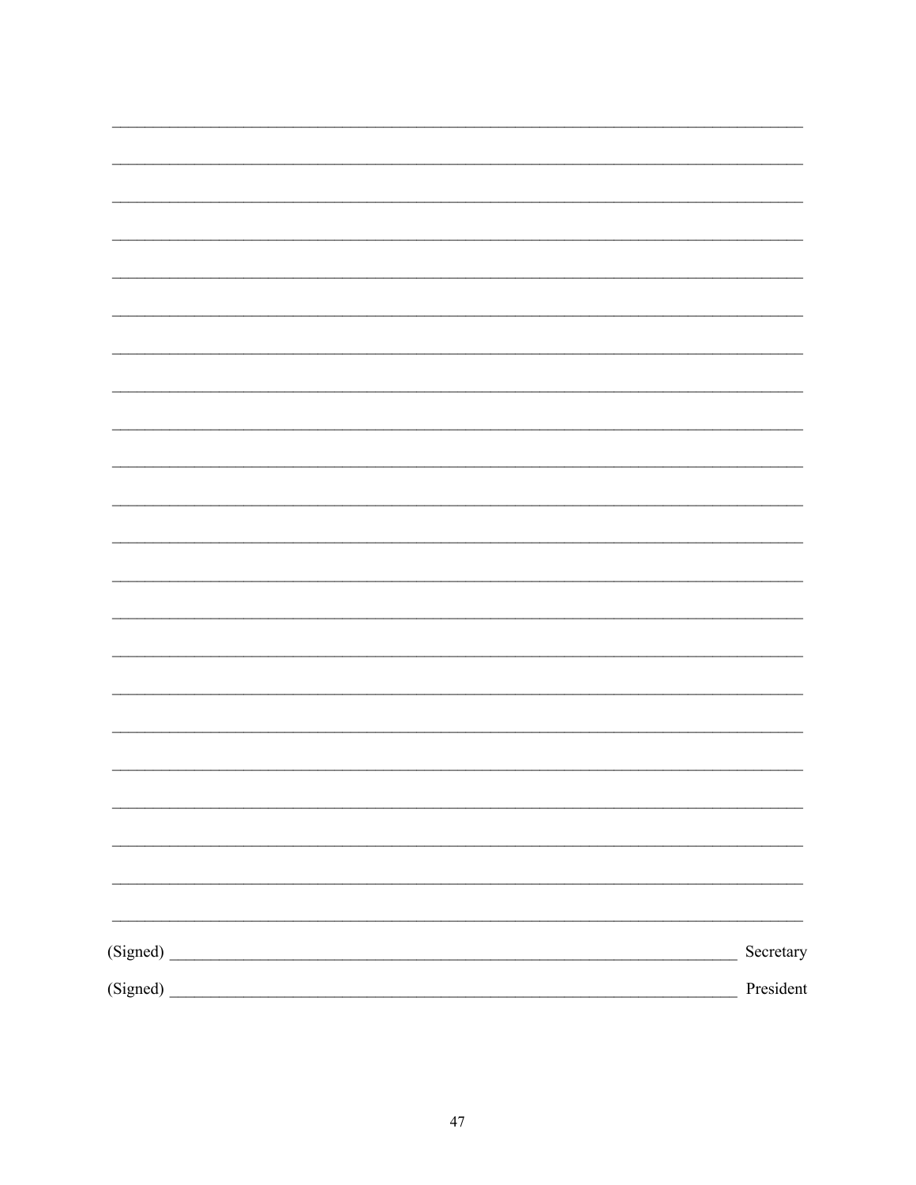________________________________________________________________________________

________________________________________________________________________________

________________________________________________________________________________

________________________________________________________________________________

________________________________________________________________________________

________________________________________________________________________________

________________________________________________________________________________

________________________________________________________________________________

________________________________________________________________________________

________________________________________________________________________________

________________________________________________________________________________

________________________________________________________________________________

________________________________________________________________________________

________________________________________________________________________________

________________________________________________________________________________

________________________________________________________________________________

________________________________________________________________________________

________________________________________________________________________________

________________________________________________________________________________

________________________________________________________________________________

________________________________________________________________________________

________________________________________________________________________________

(Signed) ________________________________________________________________ Secretary

(Signed) ________________________________________________________________ President